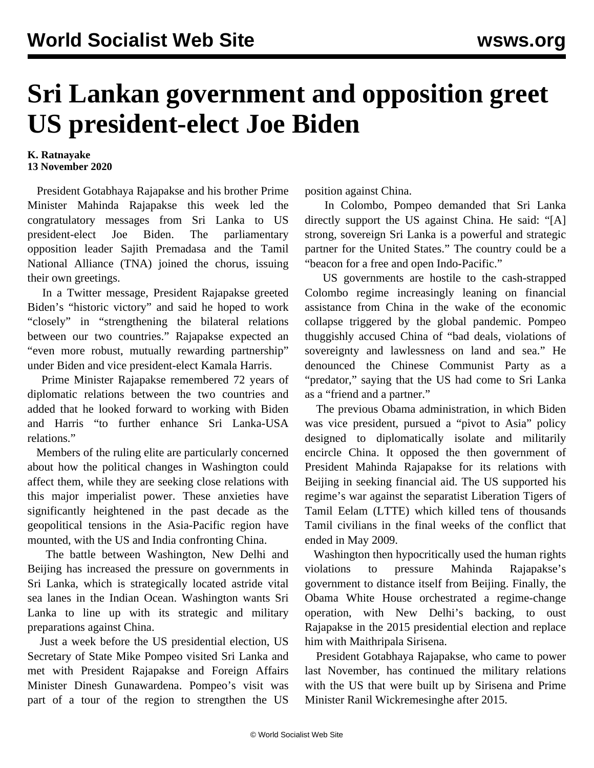# Sri Lankan government and opposition greet US president-elect Joe Biden

**K. Ratnayake**
**13 November 2020**

President Gotabhaya Rajapakse and his brother Prime Minister Mahinda Rajapakse this week led the congratulatory messages from Sri Lanka to US president-elect Joe Biden. The parliamentary opposition leader Sajith Premadasa and the Tamil National Alliance (TNA) joined the chorus, issuing their own greetings.

In a Twitter message, President Rajapakse greeted Biden's "historic victory" and said he hoped to work "closely" in "strengthening the bilateral relations between our two countries." Rajapakse expected an "even more robust, mutually rewarding partnership" under Biden and vice president-elect Kamala Harris.

Prime Minister Rajapakse remembered 72 years of diplomatic relations between the two countries and added that he looked forward to working with Biden and Harris "to further enhance Sri Lanka-USA relations."

Members of the ruling elite are particularly concerned about how the political changes in Washington could affect them, while they are seeking close relations with this major imperialist power. These anxieties have significantly heightened in the past decade as the geopolitical tensions in the Asia-Pacific region have mounted, with the US and India confronting China.

The battle between Washington, New Delhi and Beijing has increased the pressure on governments in Sri Lanka, which is strategically located astride vital sea lanes in the Indian Ocean. Washington wants Sri Lanka to line up with its strategic and military preparations against China.

Just a week before the US presidential election, US Secretary of State Mike Pompeo visited Sri Lanka and met with President Rajapakse and Foreign Affairs Minister Dinesh Gunawardena. Pompeo's visit was part of a tour of the region to strengthen the US position against China.

In Colombo, Pompeo demanded that Sri Lanka directly support the US against China. He said: "[A] strong, sovereign Sri Lanka is a powerful and strategic partner for the United States." The country could be a "beacon for a free and open Indo-Pacific."

US governments are hostile to the cash-strapped Colombo regime increasingly leaning on financial assistance from China in the wake of the economic collapse triggered by the global pandemic. Pompeo thuggishly accused China of "bad deals, violations of sovereignty and lawlessness on land and sea." He denounced the Chinese Communist Party as a "predator," saying that the US had come to Sri Lanka as a "friend and a partner."

The previous Obama administration, in which Biden was vice president, pursued a "pivot to Asia" policy designed to diplomatically isolate and militarily encircle China. It opposed the then government of President Mahinda Rajapakse for its relations with Beijing in seeking financial aid. The US supported his regime's war against the separatist Liberation Tigers of Tamil Eelam (LTTE) which killed tens of thousands Tamil civilians in the final weeks of the conflict that ended in May 2009.

Washington then hypocritically used the human rights violations to pressure Mahinda Rajapakse's government to distance itself from Beijing. Finally, the Obama White House orchestrated a regime-change operation, with New Delhi's backing, to oust Rajapakse in the 2015 presidential election and replace him with Maithripala Sirisena.

President Gotabhaya Rajapakse, who came to power last November, has continued the military relations with the US that were built up by Sirisena and Prime Minister Ranil Wickremesinghe after 2015.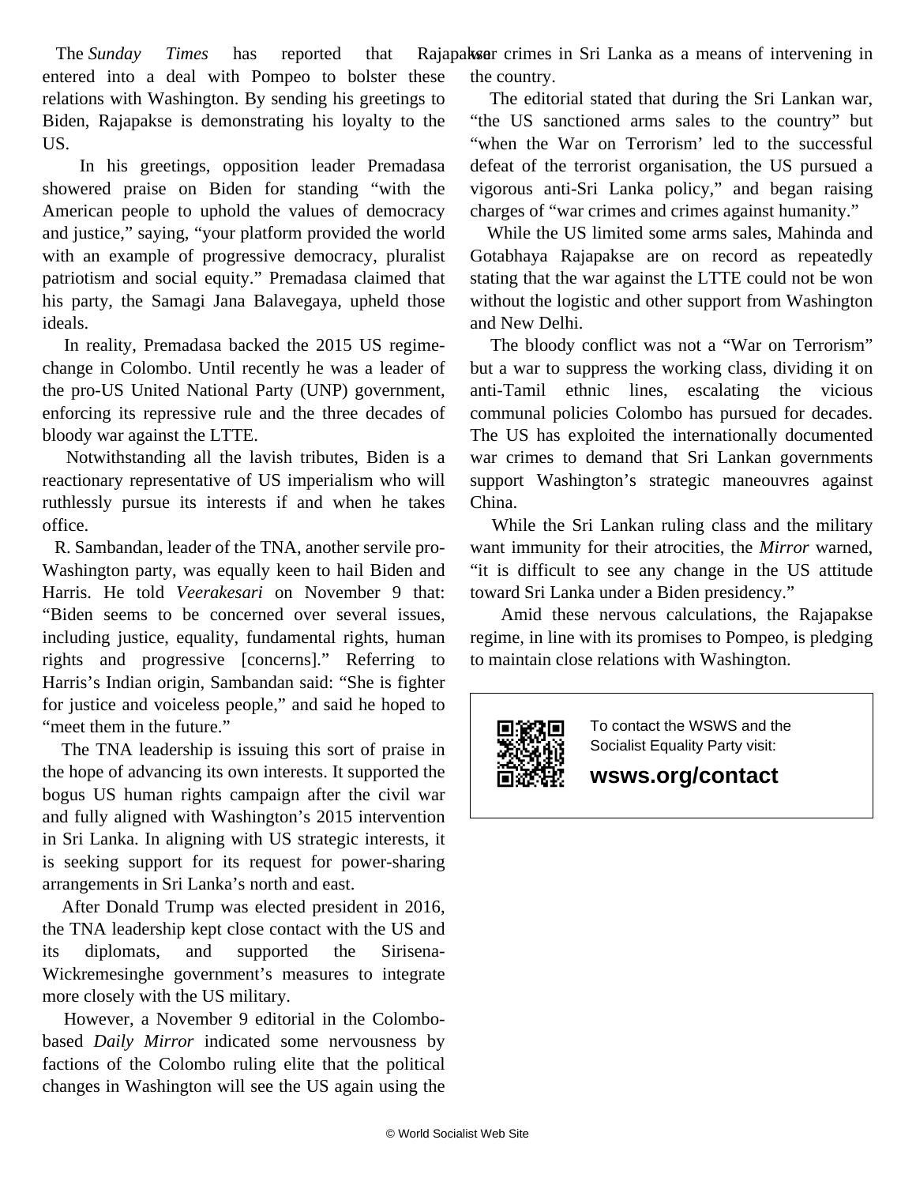The *Sunday Times* has reported that Rajapakse entered into a deal with Pompeo to bolster these relations with Washington. By sending his greetings to Biden, Rajapakse is demonstrating his loyalty to the US.

In his greetings, opposition leader Premadasa showered praise on Biden for standing "with the American people to uphold the values of democracy and justice," saying, "your platform provided the world with an example of progressive democracy, pluralist patriotism and social equity." Premadasa claimed that his party, the Samagi Jana Balavegaya, upheld those ideals.

In reality, Premadasa backed the 2015 US regime-change in Colombo. Until recently he was a leader of the pro-US United National Party (UNP) government, enforcing its repressive rule and the three decades of bloody war against the LTTE.

Notwithstanding all the lavish tributes, Biden is a reactionary representative of US imperialism who will ruthlessly pursue its interests if and when he takes office.

R. Sambandan, leader of the TNA, another servile pro-Washington party, was equally keen to hail Biden and Harris. He told *Veerakesari* on November 9 that: "Biden seems to be concerned over several issues, including justice, equality, fundamental rights, human rights and progressive [concerns]." Referring to Harris's Indian origin, Sambandan said: "She is fighter for justice and voiceless people," and said he hoped to "meet them in the future."

The TNA leadership is issuing this sort of praise in the hope of advancing its own interests. It supported the bogus US human rights campaign after the civil war and fully aligned with Washington's 2015 intervention in Sri Lanka. In aligning with US strategic interests, it is seeking support for its request for power-sharing arrangements in Sri Lanka's north and east.

After Donald Trump was elected president in 2016, the TNA leadership kept close contact with the US and its diplomats, and supported the Sirisena-Wickremesinghe government's measures to integrate more closely with the US military.

However, a November 9 editorial in the Colombo-based *Daily Mirror* indicated some nervousness by factions of the Colombo ruling elite that the political changes in Washington will see the US again using the war crimes in Sri Lanka as a means of intervening in the country.

The editorial stated that during the Sri Lankan war, "the US sanctioned arms sales to the country" but "when the War on Terrorism' led to the successful defeat of the terrorist organisation, the US pursued a vigorous anti-Sri Lanka policy," and began raising charges of "war crimes and crimes against humanity."

While the US limited some arms sales, Mahinda and Gotabhaya Rajapakse are on record as repeatedly stating that the war against the LTTE could not be won without the logistic and other support from Washington and New Delhi.

The bloody conflict was not a "War on Terrorism" but a war to suppress the working class, dividing it on anti-Tamil ethnic lines, escalating the vicious communal policies Colombo has pursued for decades. The US has exploited the internationally documented war crimes to demand that Sri Lankan governments support Washington's strategic maneouvres against China.

While the Sri Lankan ruling class and the military want immunity for their atrocities, the *Mirror* warned, "it is difficult to see any change in the US attitude toward Sri Lanka under a Biden presidency."

Amid these nervous calculations, the Rajapakse regime, in line with its promises to Pompeo, is pledging to maintain close relations with Washington.

To contact the WSWS and the Socialist Equality Party visit:

**wsws.org/contact**